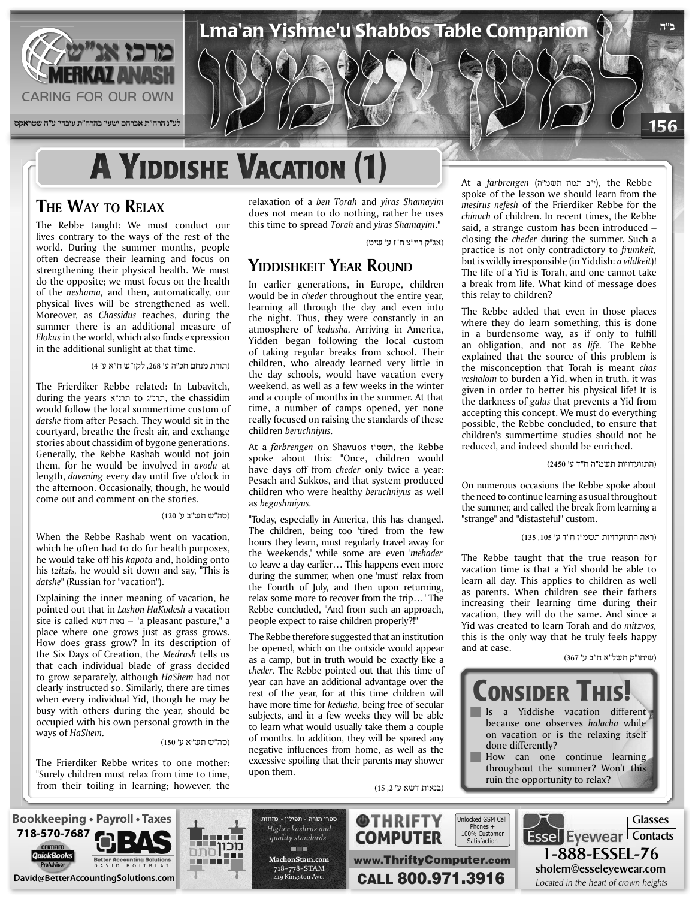# A Yiddishe Vacation (1)

## The Way to Relax

The Rebbe taught: We must conduct our lives contrary to the ways of the rest of the world. During the summer months, people often decrease their learning and focus on strengthening their physical health. We must do the opposite; we must focus on the health of the *neshama,* and then, automatically, our physical lives will be strengthened as well. Moreover, as *Chassidus* teaches, during the summer there is an additional measure of *Elokus* in the world, which also finds expression in the additional sunlight at that time.

(תורת מנחם חכ"ה ע' 268, לקו"ש ח"א ע' 4)

The Frierdiker Rebbe related: In Lubavitch, during the years תרנ"א to תרנ"ג, the chassidim would follow the local summertime custom of *datshe* from after Pesach. They would sit in the courtyard, breathe the fresh air, and exchange stories about chassidim of bygone generations. Generally, the Rebbe Rashab would not join them, for he would be involved in *avoda* at length, *davening* every day until five o'clock in the afternoon. Occasionally, though, he would come out and comment on the stories.

(סה"ש תש"ב ע' 120)

When the Rebbe Rashab went on vacation, which he often had to do for health purposes, he would take off his *kapota* and, holding onto his *tzitzis,* he would sit down and say, "This is *datshe*" (Russian for "vacation").

Explaining the inner meaning of vacation, he pointed out that in *Lashon HaKodesh* a vacation site is called נאות דשא – "a pleasant pasture," a place where one grows just as grass grows. How does grass grow? In its description of the Six Days of Creation, the *Medrash* tells us that each individual blade of grass decided to grow separately, although *HaShem* had not clearly instructed so. Similarly, there are times when every individual Yid, though he may be busy with others during the year, should be occupied with his own personal growth in the ways of *HaShem.*

(סה"ש תש"א ע' 150)

The Frierdiker Rebbe writes to one mother: "Surely children must relax from time to time, from their toiling in learning; however, the relaxation of a *ben Torah* and *yiras Shamayim* does not mean to do nothing, rather he uses this time to spread *Torah* and *yiras Shamayim*."

(אג"ק ריי"צ ח"ז ע' שיט)

## Yiddishkeit Year Round

In earlier generations, in Europe, children would be in *cheder* throughout the entire year, learning all through the day and even into the night. Thus, they were constantly in an atmosphere of *kedusha*. Arriving in America, Yidden began following the local custom of taking regular breaks from school. Their children, who already learned very little in the day schools, would have vacation every weekend, as well as a few weeks in the winter and a couple of months in the summer. At that time, a number of camps opened, yet none really focused on raising the standards of these children *beruchniyus*.

At a *farbrengen* on Shavuos תשט"ז, the Rebbe spoke about this: "Once, children would have days off from *cheder* only twice a year: Pesach and Sukkos, and that system produced children who were healthy *beruchniyus* as well as *begashmiyus*.

"Today, especially in America, this has changed. The children, being too 'tired' from the few hours they learn, must regularly travel away for the 'weekends,' while some are even '*mehader*' to leave a day earlier… This happens even more during the summer, when one 'must' relax from the Fourth of July, and then upon returning, relax some more to recover from the trip…" The Rebbe concluded, "And from such an approach, people expect to raise children properly?!"

The Rebbe therefore suggested that an institution be opened, which on the outside would appear as a camp, but in truth would be exactly like a *cheder*. The Rebbe pointed out that this time of year can have an additional advantage over the rest of the year, for at this time children will have more time for *kedusha,* being free of secular subjects, and in a few weeks they will be able to learn what would usually take them a couple of months. In addition, they will be spared any negative influences from home, as well as the excessive spoiling that their parents may shower upon them.

(בנאות דשא ע' 2, 15)

At a *farbrengen* (י"ב תמוז תשמ"ה), the Rebbe spoke of the lesson we should learn from the *mesirus nefesh* of the Frierdiker Rebbe for the *chinuch* of children. In recent times, the Rebbe said, a strange custom has been introduced – closing the *cheder* during the summer. Such a practice is not only contradictory to *frumkeit,* but is wildly irresponsible (in Yiddish: *a vildkeit*)! The life of a Yid is Torah, and one cannot take a break from life. What kind of message does this relay to children?

The Rebbe added that even in those places where they do learn something, this is done in a burdensome way, as if only to fulfill an obligation, and not as *life.* The Rebbe explained that the source of this problem is the misconception that Torah is meant *chas veshalom* to burden a Yid, when in truth, it was given in order to better his physical life! It is the darkness of *galus* that prevents a Yid from accepting this concept. We must do everything possible, the Rebbe concluded, to ensure that children's summertime studies should not be reduced, and indeed should be enriched.

(התוועדויות תשמ"ה ח"ד ע' 2450)

On numerous occasions the Rebbe spoke about the need to continue learning as usual throughout the summer, and called the break from learning a "strange" and "distasteful" custom.

(ראה התוועדויות תשמ"ז ח"ד ע' 105, 135)

The Rebbe taught that the true reason for vacation time is that a Yid should be able to learn all day. This applies to children as well as parents. When children see their fathers increasing their learning time during their vacation, they will do the same. And since a Yid was created to learn Torah and do *mitzvos,* this is the only way that he truly feels happy and at ease.

(שיחו"ק תשל"א ח"ב ע' 367)

## Consider This!

- Is a Yiddishe vacation different because one observes *halacha* while on vacation or is the relaxing itself done differently?
- How can one continue learning throughout the summer? Won't this ruin the opportunity to relax?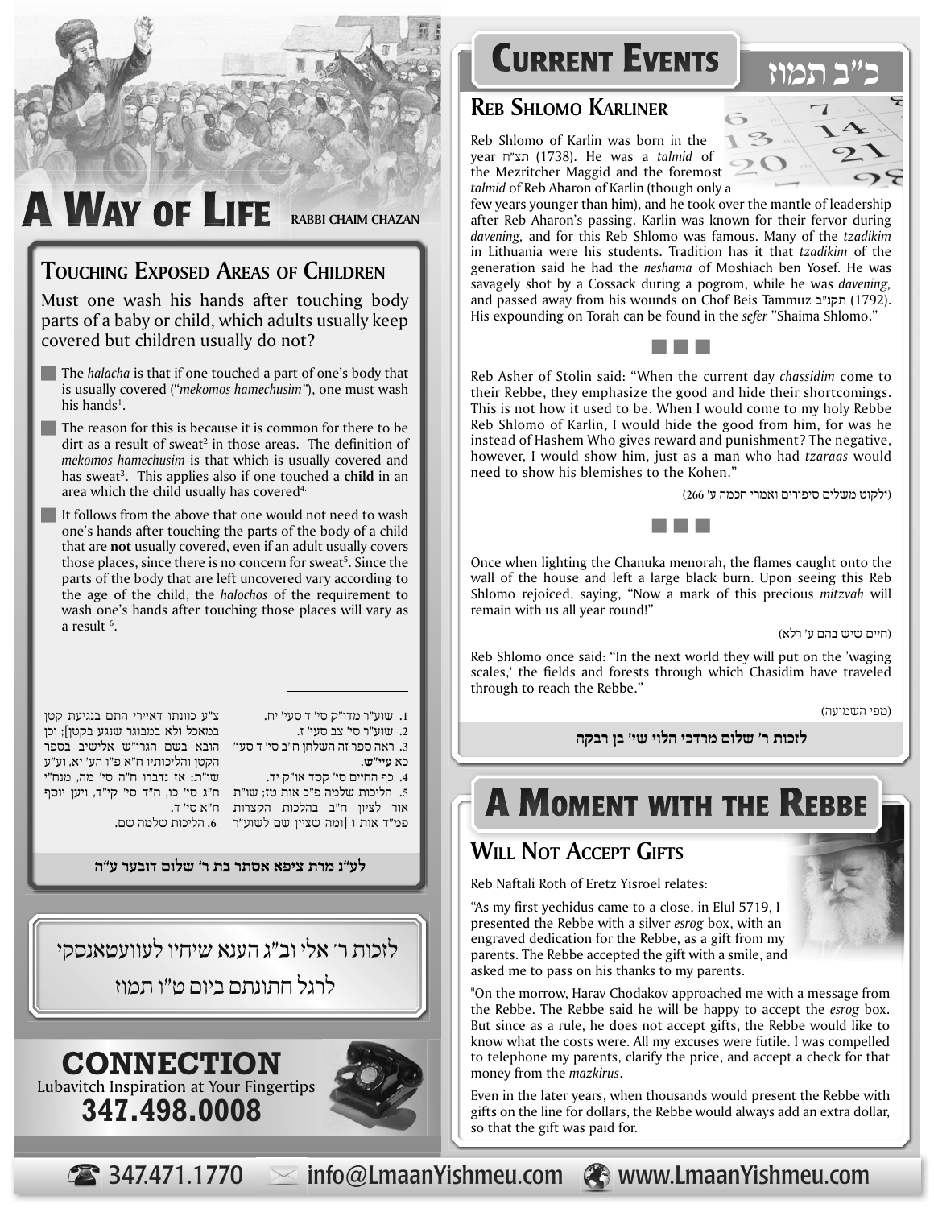# A Way of Life

RABBI CHAIM CHAZAN

## Touching Exposed Areas of Children

Must one wash his hands after touching body parts of a baby or child, which adults usually keep covered but children usually do not?

- The *halacha* is that if one touched a part of one's body that is usually covered ("*mekomos hamechusim*"), one must wash his hands[1].
- The reason for this is because it is common for there to be dirt as a result of sweat[2] in those areas. The definition of *mekomos hamechusim* is that which is usually covered and has sweat[3]. This applies also if one touched a **child** in an area which the child usually has covered[4].
- It follows from the above that one would not need to wash one's hands after touching the parts of the body of a child that are **not** usually covered, even if an adult usually covers those places, since there is no concern for sweat[5]. Since the parts of the body that are left uncovered vary according to the age of the child, the *halochos* of the requirement to wash one's hands after touching those places will vary as a result [6].

1. שוע"ר מדו"ק סי' ד סעי' יח.
2. שוע"ר סי' צב סעי' ז.
3. ראה ספר זה השלחן ח"ב סי' ד סעי' כא **עיי"ש**.
4. כף החיים סי' קסד או"ק יד.
5. הליכות שלמה פ"כ אות טז; שו"ת אור לציון ח"ב בהלכות הקצרות פמ"ד אות ו [ומה שציין שם לשוע"ר צ"ע כוונתו דאיירי התם בנגיעת קטן במאכל ולא במבוגר שנגע בקטן]; וכן הובא בשם הגרי"ש אלישיב בספר הקטן והליכותיו ח"א פ"ו הע' יא, וע"ע שו"ת: אז נדברו ח"ה סי' מה, מנח"י ח"ג סי' כו, ח"ד סי' קי"ד, ויען יוסף ח"א סי' ד.
6. הליכות שלמה שם.

**לע"נ מרת ציפא אסתר בת ר' שלום דובער ע"ה**

לזכות ר' אלי וב"ג הענא שיחיו לעוועטאנסקי
לרגל חתונתם ביום ט"ו תמוז

**CONNECTION**
Lubavitch Inspiration at Your Fingertips
**347.498.0008**

# Current Events

כ"ב תמוז

## Reb Shlomo Karliner

Reb Shlomo of Karlin was born in the year תצ"ח (1738). He was a *talmid* of the Mezritcher Maggid and the foremost *talmid* of Reb Aharon of Karlin (though only a few years younger than him), and he took over the mantle of leadership after Reb Aharon's passing. Karlin was known for their fervor during *davening,* and for this Reb Shlomo was famous. Many of the *tzadikim* in Lithuania were his students. Tradition has it that *tzadikim* of the generation said he had the *neshama* of Moshiach ben Yosef. He was savagely shot by a Cossack during a pogrom, while he was *davening,* and passed away from his wounds on Chof Beis Tammuz תקנ"ב (1792). His expounding on Torah can be found in the *sefer* "Shaima Shlomo."

■ ■ ■

Reb Asher of Stolin said: "When the current day *chassidim* come to their Rebbe, they emphasize the good and hide their shortcomings. This is not how it used to be. When I would come to my holy Rebbe Reb Shlomo of Karlin, I would hide the good from him, for was he instead of Hashem Who gives reward and punishment? The negative, however, I would show him, just as a man who had *tzaraas* would need to show his blemishes to the Kohen."

(ילקוט משלים סיפורים ואמרי חכמה ע' 266)

■ ■ ■

Once when lighting the Chanuka menorah, the flames caught onto the wall of the house and left a large black burn. Upon seeing this Reb Shlomo rejoiced, saying, "Now a mark of this precious *mitzvah* will remain with us all year round!"

(חיים שיש בהם ע' רלא)

Reb Shlomo once said: "In the next world they will put on the 'waging scales,' the fields and forests through which Chasidim have traveled through to reach the Rebbe."

(מפי השמועה)

**לזכות ר' שלום מרדכי הלוי שי' בן רבקה**

# A Moment with the Rebbe

## Will Not Accept Gifts

Reb Naftali Roth of Eretz Yisroel relates:

"As my first yechidus came to a close, in Elul 5719, I presented the Rebbe with a silver *esrog* box, with an engraved dedication for the Rebbe, as a gift from my parents. The Rebbe accepted the gift with a smile, and asked me to pass on his thanks to my parents.

"On the morrow, Harav Chodakov approached me with a message from the Rebbe. The Rebbe said he will be happy to accept the *esrog* box. But since as a rule, he does not accept gifts, the Rebbe would like to know what the costs were. All my excuses were futile. I was compelled to telephone my parents, clarify the price, and accept a check for that money from the *mazkirus*.

Even in the later years, when thousands would present the Rebbe with gifts on the line for dollars, the Rebbe would always add an extra dollar, so that the gift was paid for.

347.471.1770 info@LmaanYishmeu.com www.LmaanYishmeu.com